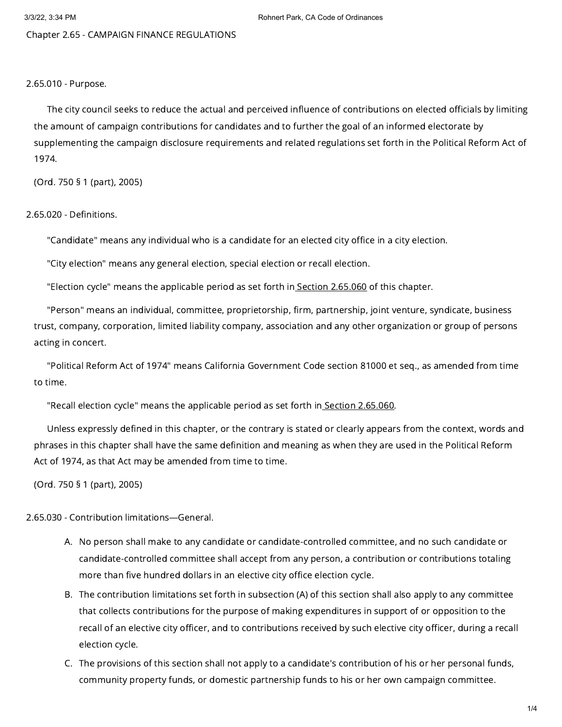# Chapter 2.65 - CAMPAIGN FINANCE REGULATIONS

## 2.65.010 - Purpose.

The city council seeks to reduce the actual and perceived influence of contributions on elected officials by limiting the amount of campaign contributions for candidates and to further the goal of an informed electorate by supplementing the campaign disclosure requirements and related regulations set forth in the Political Reform Act of 1974.

(Ord. 750 § 1 (part), 2005)

## 2.65.020 - Definitions.

"Candidate" means any individual who is a candidate for an elected city office in a city election.

"City election" means any general election, special election or recall election.

"Election cycle" means the applicable period as set forth in Section 2.65.060 of this chapter.

"Person" means an individual, committee, proprietorship, firm, partnership, joint venture, syndicate, business trust, company, corporation, limited liability company, association and any other organization or group of persons acting in concert.

"Political Reform Act of 1974" means California Government Code section 81000 et seq., as amended from time to time.

"Recall election cycle" means the applicable period as set forth in Section 2.65.060.

Unless expressly defined in this chapter, or the contrary is stated or clearly appears from the context, words and phrases in this chapter shall have the same definition and meaning as when they are used in the Political Reform Act of 1974, as that Act may be amended from time to time.

(Ord. 750 § 1 (part), 2005)

## 2.65.030 - Contribution limitations—General.

A. No person shall make to any candidate or candidate-controlled committee, and no such candidate or candidate-controlled committee shall accept from any person, a contribution or contributions totaling more than five hundred dollars in an elective city office election cycle.

B. The contribution limitations set forth in subsection (A) of this section shall also apply to any committee that collects contributions for the purpose of making expenditures in support of or opposition to the recall of an elective city officer, and to contributions received by such elective city officer, during a recall election cycle.

C. The provisions of this section shall not apply to a candidate's contribution of his or her personal funds, community property funds, or domestic partnership funds to his or her own campaign committee.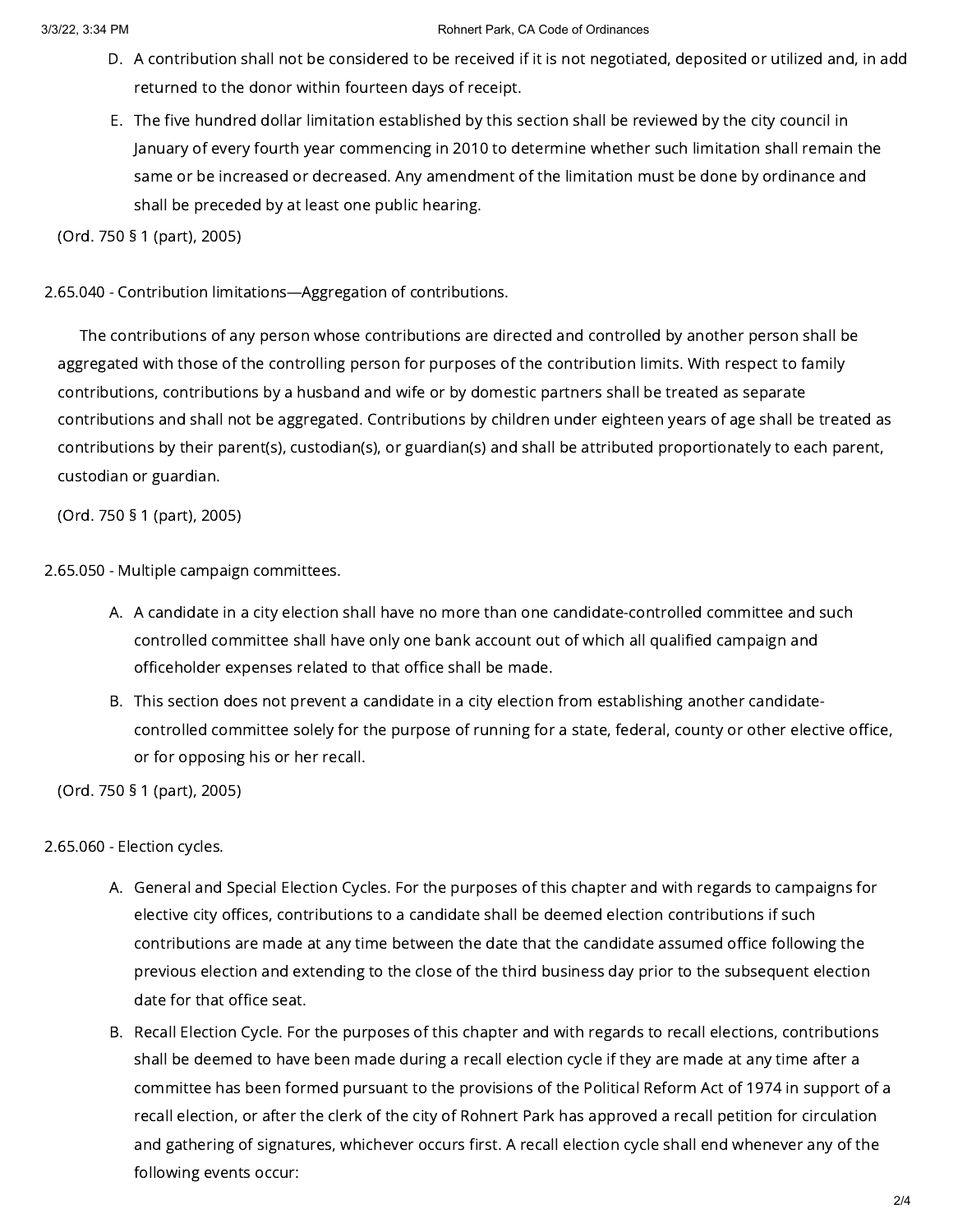D. A contribution shall not be considered to be received if it is not negotiated, deposited or utilized and, in add returned to the donor within fourteen days of receipt.

E. The five hundred dollar limitation established by this section shall be reviewed by the city council in January of every fourth year commencing in 2010 to determine whether such limitation shall remain the same or be increased or decreased. Any amendment of the limitation must be done by ordinance and shall be preceded by at least one public hearing.

(Ord. 750 § 1 (part), 2005)

### 2.65.040 - Contribution limitations—Aggregation of contributions.

The contributions of any person whose contributions are directed and controlled by another person shall be aggregated with those of the controlling person for purposes of the contribution limits. With respect to family contributions, contributions by a husband and wife or by domestic partners shall be treated as separate contributions and shall not be aggregated. Contributions by children under eighteen years of age shall be treated as contributions by their parent(s), custodian(s), or guardian(s) and shall be attributed proportionately to each parent, custodian or guardian.

(Ord. 750 § 1 (part), 2005)

### 2.65.050 - Multiple campaign committees.

A. A candidate in a city election shall have no more than one candidate-controlled committee and such controlled committee shall have only one bank account out of which all qualified campaign and officeholder expenses related to that office shall be made.

B. This section does not prevent a candidate in a city election from establishing another candidate-controlled committee solely for the purpose of running for a state, federal, county or other elective office, or for opposing his or her recall.

(Ord. 750 § 1 (part), 2005)

### 2.65.060 - Election cycles.

A. General and Special Election Cycles. For the purposes of this chapter and with regards to campaigns for elective city offices, contributions to a candidate shall be deemed election contributions if such contributions are made at any time between the date that the candidate assumed office following the previous election and extending to the close of the third business day prior to the subsequent election date for that office seat.

B. Recall Election Cycle. For the purposes of this chapter and with regards to recall elections, contributions shall be deemed to have been made during a recall election cycle if they are made at any time after a committee has been formed pursuant to the provisions of the Political Reform Act of 1974 in support of a recall election, or after the clerk of the city of Rohnert Park has approved a recall petition for circulation and gathering of signatures, whichever occurs first. A recall election cycle shall end whenever any of the following events occur: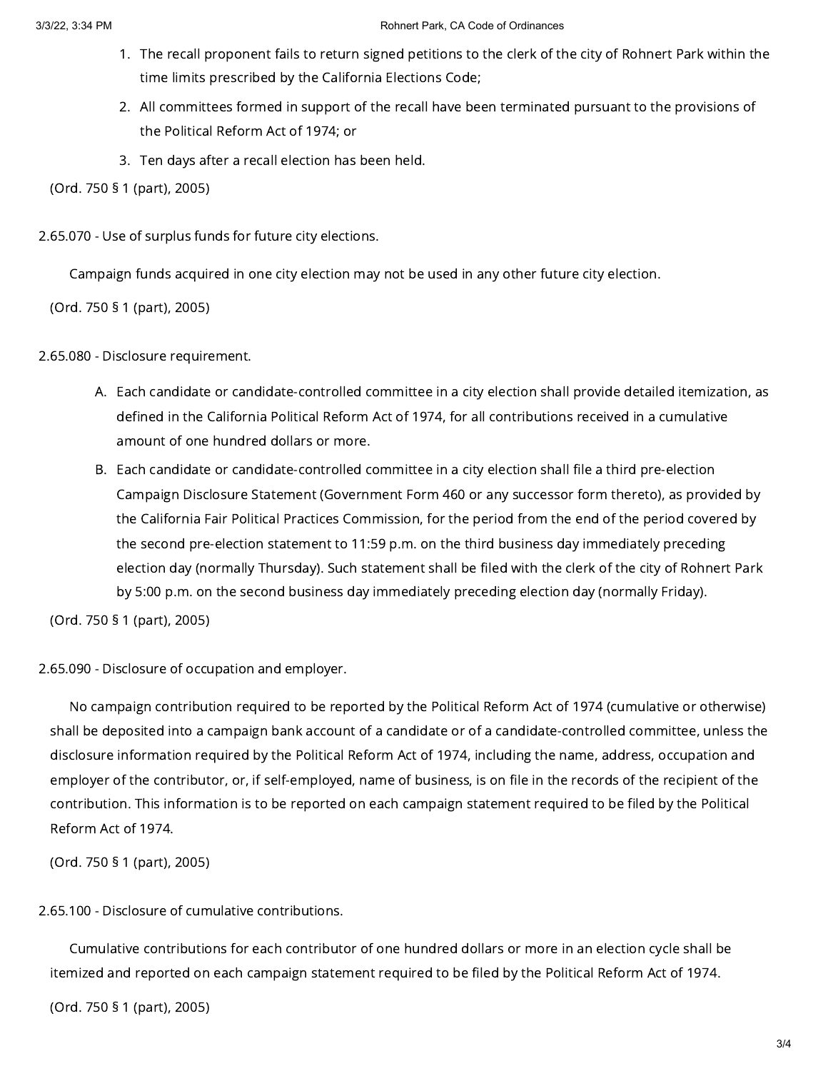1. The recall proponent fails to return signed petitions to the clerk of the city of Rohnert Park within the time limits prescribed by the California Elections Code;
2. All committees formed in support of the recall have been terminated pursuant to the provisions of the Political Reform Act of 1974; or
3. Ten days after a recall election has been held.

(Ord. 750 § 1 (part), 2005)

### 2.65.070 - Use of surplus funds for future city elections.

Campaign funds acquired in one city election may not be used in any other future city election.

(Ord. 750 § 1 (part), 2005)

### 2.65.080 - Disclosure requirement.

A. Each candidate or candidate-controlled committee in a city election shall provide detailed itemization, as defined in the California Political Reform Act of 1974, for all contributions received in a cumulative amount of one hundred dollars or more.

B. Each candidate or candidate-controlled committee in a city election shall file a third pre-election Campaign Disclosure Statement (Government Form 460 or any successor form thereto), as provided by the California Fair Political Practices Commission, for the period from the end of the period covered by the second pre-election statement to 11:59 p.m. on the third business day immediately preceding election day (normally Thursday). Such statement shall be filed with the clerk of the city of Rohnert Park by 5:00 p.m. on the second business day immediately preceding election day (normally Friday).

(Ord. 750 § 1 (part), 2005)

### 2.65.090 - Disclosure of occupation and employer.

No campaign contribution required to be reported by the Political Reform Act of 1974 (cumulative or otherwise) shall be deposited into a campaign bank account of a candidate or of a candidate-controlled committee, unless the disclosure information required by the Political Reform Act of 1974, including the name, address, occupation and employer of the contributor, or, if self-employed, name of business, is on file in the records of the recipient of the contribution. This information is to be reported on each campaign statement required to be filed by the Political Reform Act of 1974.

(Ord. 750 § 1 (part), 2005)

### 2.65.100 - Disclosure of cumulative contributions.

Cumulative contributions for each contributor of one hundred dollars or more in an election cycle shall be itemized and reported on each campaign statement required to be filed by the Political Reform Act of 1974.

(Ord. 750 § 1 (part), 2005)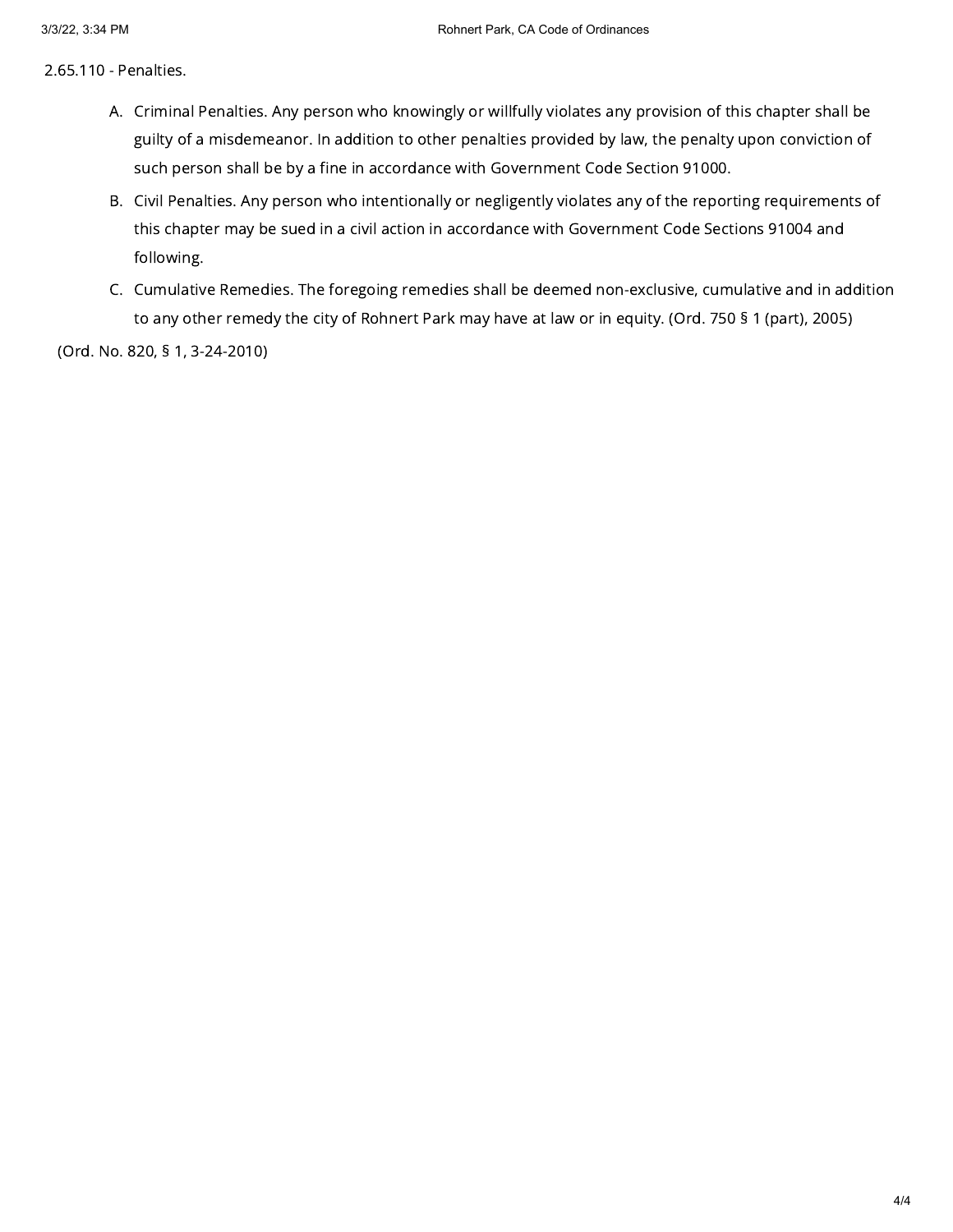2.65.110 - Penalties.

A. Criminal Penalties. Any person who knowingly or willfully violates any provision of this chapter shall be guilty of a misdemeanor. In addition to other penalties provided by law, the penalty upon conviction of such person shall be by a fine in accordance with Government Code Section 91000.

B. Civil Penalties. Any person who intentionally or negligently violates any of the reporting requirements of this chapter may be sued in a civil action in accordance with Government Code Sections 91004 and following.

C. Cumulative Remedies. The foregoing remedies shall be deemed non-exclusive, cumulative and in addition to any other remedy the city of Rohnert Park may have at law or in equity. (Ord. 750 § 1 (part), 2005)

(Ord. No. 820, § 1, 3-24-2010)